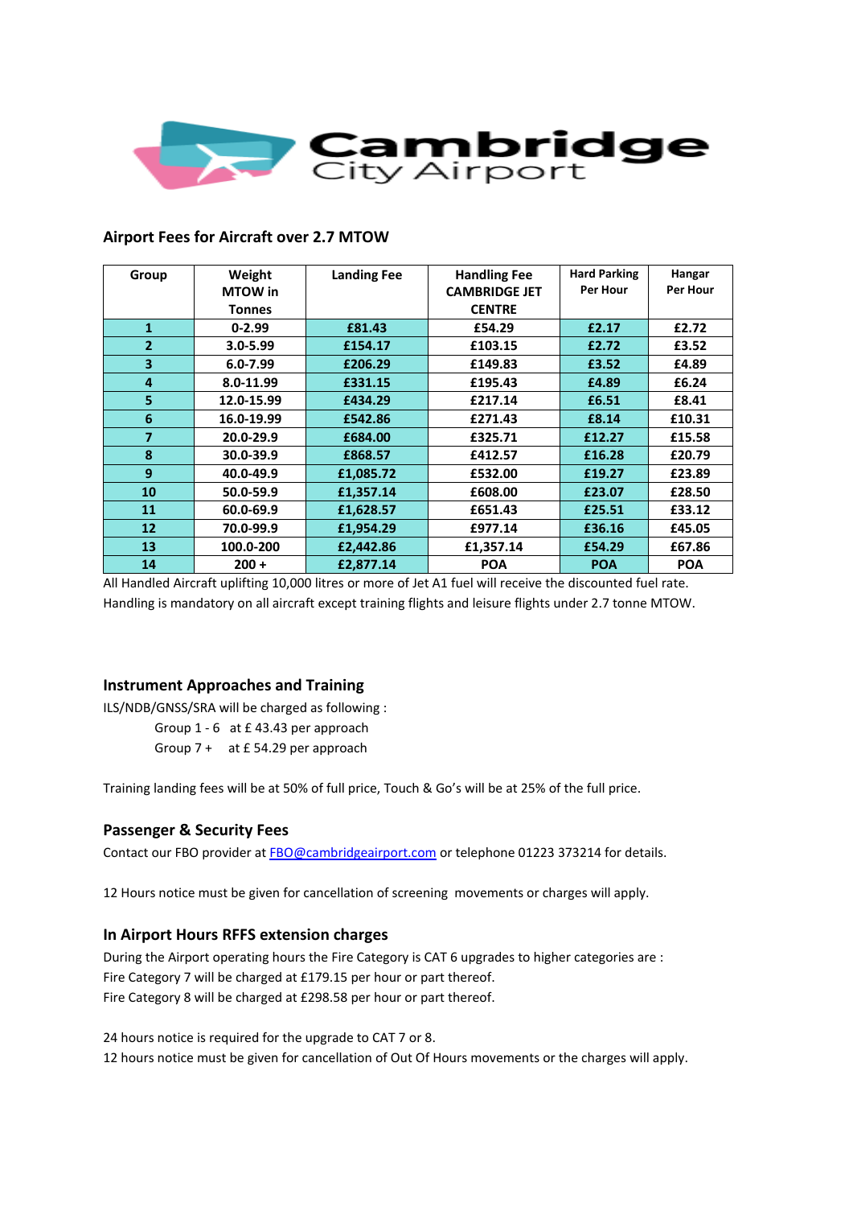Cambridge City Airport

## Airport Fees for Aircraft over 2.7 MTOW

| Group | Weight MTOW in Tonnes | Landing Fee | Handling Fee CAMBRIDGE JET CENTRE | Hard Parking Per Hour | Hangar Per Hour |
|---|---|---|---|---|---|
| 1 | 0-2.99 | £81.43 | £54.29 | £2.17 | £2.72 |
| 2 | 3.0-5.99 | £154.17 | £103.15 | £2.72 | £3.52 |
| 3 | 6.0-7.99 | £206.29 | £149.83 | £3.52 | £4.89 |
| 4 | 8.0-11.99 | £331.15 | £195.43 | £4.89 | £6.24 |
| 5 | 12.0-15.99 | £434.29 | £217.14 | £6.51 | £8.41 |
| 6 | 16.0-19.99 | £542.86 | £271.43 | £8.14 | £10.31 |
| 7 | 20.0-29.9 | £684.00 | £325.71 | £12.27 | £15.58 |
| 8 | 30.0-39.9 | £868.57 | £412.57 | £16.28 | £20.79 |
| 9 | 40.0-49.9 | £1,085.72 | £532.00 | £19.27 | £23.89 |
| 10 | 50.0-59.9 | £1,357.14 | £608.00 | £23.07 | £28.50 |
| 11 | 60.0-69.9 | £1,628.57 | £651.43 | £25.51 | £33.12 |
| 12 | 70.0-99.9 | £1,954.29 | £977.14 | £36.16 | £45.05 |
| 13 | 100.0-200 | £2,442.86 | £1,357.14 | £54.29 | £67.86 |
| 14 | 200 + | £2,877.14 | POA | POA | POA |

All Handled Aircraft uplifting 10,000 litres or more of Jet A1 fuel will receive the discounted fuel rate.
Handling is mandatory on all aircraft except training flights and leisure flights under 2.7 tonne MTOW.

## Instrument Approaches and Training

ILS/NDB/GNSS/SRA will be charged as following :

Group 1 - 6 at £ 43.43 per approach
Group 7 + at £ 54.29 per approach

Training landing fees will be at 50% of full price, Touch & Go's will be at 25% of the full price.

## Passenger & Security Fees

Contact our FBO provider at FBO@cambridgeairport.com or telephone 01223 373214 for details.

12 Hours notice must be given for cancellation of screening movements or charges will apply.

## In Airport Hours RFFS extension charges

During the Airport operating hours the Fire Category is CAT 6 upgrades to higher categories are :
Fire Category 7 will be charged at £179.15 per hour or part thereof.
Fire Category 8 will be charged at £298.58 per hour or part thereof.

24 hours notice is required for the upgrade to CAT 7 or 8.
12 hours notice must be given for cancellation of Out Of Hours movements or the charges will apply.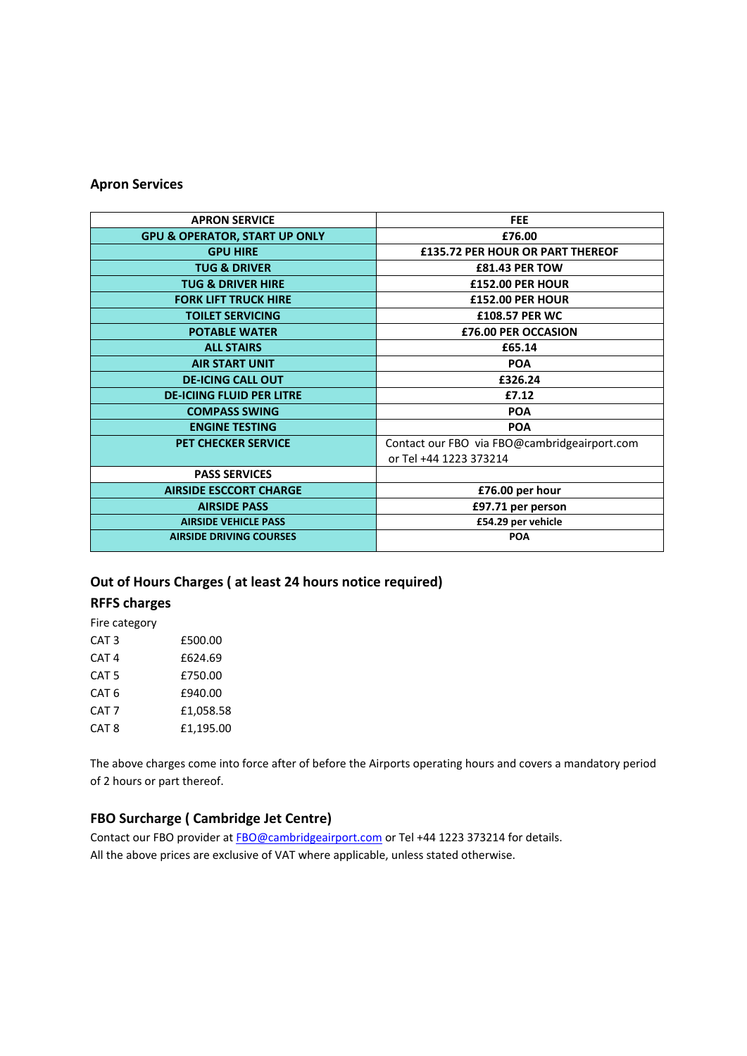## Apron Services

| APRON SERVICE | FEE |
|---|---|
| GPU & OPERATOR, START UP ONLY | £76.00 |
| GPU HIRE | £135.72 PER HOUR OR PART THEREOF |
| TUG & DRIVER | £81.43 PER TOW |
| TUG & DRIVER HIRE | £152.00 PER HOUR |
| FORK LIFT TRUCK HIRE | £152.00 PER HOUR |
| TOILET SERVICING | £108.57 PER WC |
| POTABLE WATER | £76.00 PER OCCASION |
| ALL STAIRS | £65.14 |
| AIR START UNIT | POA |
| DE-ICING CALL OUT | £326.24 |
| DE-ICIING FLUID PER LITRE | £7.12 |
| COMPASS SWING | POA |
| ENGINE TESTING | POA |
| PET CHECKER SERVICE | Contact our FBO via FBO@cambridgeairport.com or Tel +44 1223 373214 |
| PASS SERVICES | |
| AIRSIDE ESCCORT CHARGE | £76.00 per hour |
| AIRSIDE PASS | £97.71 per person |
| AIRSIDE VEHICLE PASS | £54.29 per vehicle |
| AIRSIDE DRIVING COURSES | POA |

## Out of Hours Charges ( at least 24 hours notice required)

### RFFS charges

| Fire category | |
|---|---|
| CAT 3 | £500.00 |
| CAT 4 | £624.69 |
| CAT 5 | £750.00 |
| CAT 6 | £940.00 |
| CAT 7 | £1,058.58 |
| CAT 8 | £1,195.00 |

The above charges come into force after of before the Airports operating hours and covers a mandatory period of 2 hours or part thereof.

## FBO Surcharge ( Cambridge Jet Centre)

Contact our FBO provider at FBO@cambridgeairport.com or Tel +44 1223 373214 for details.
All the above prices are exclusive of VAT where applicable, unless stated otherwise.